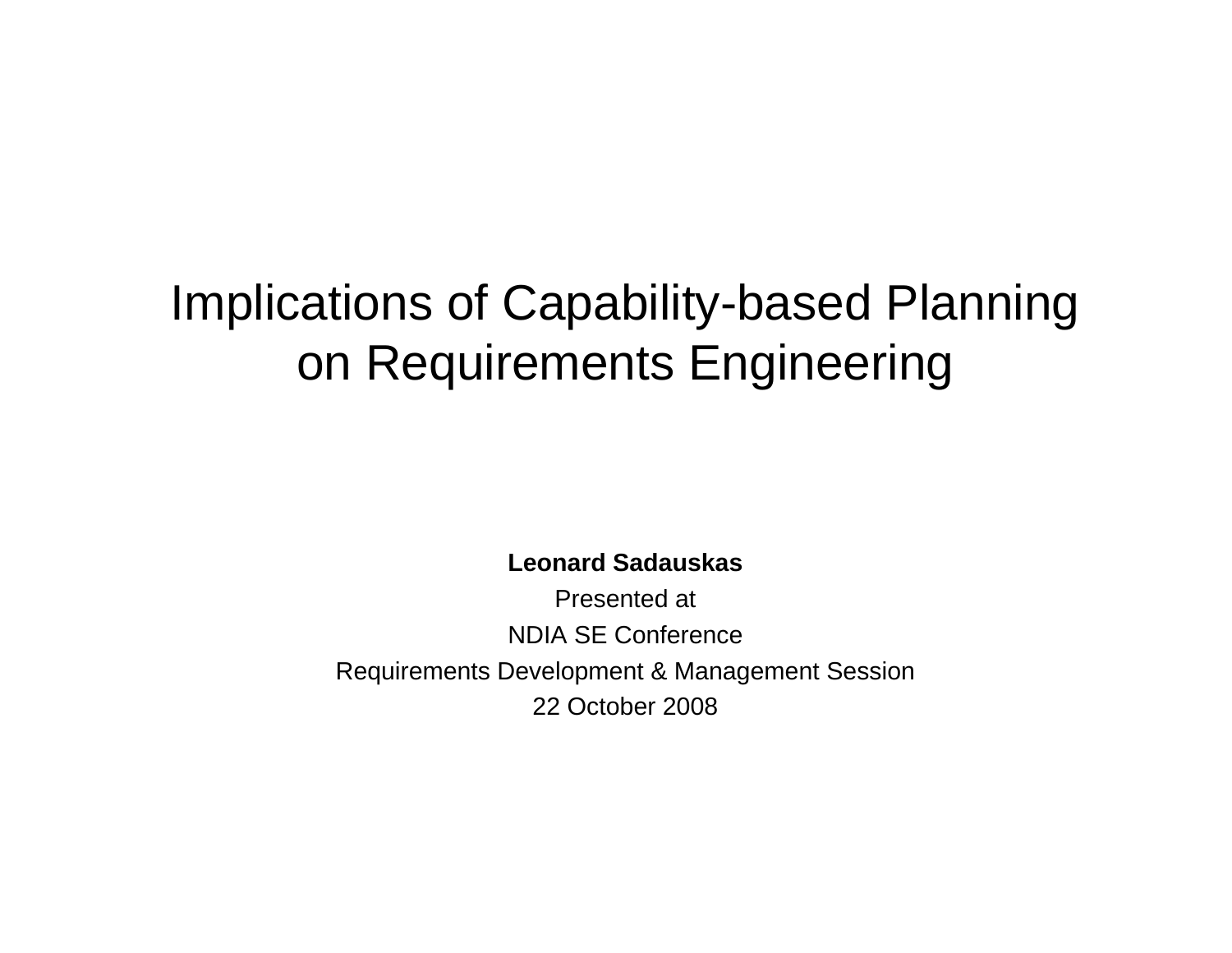# Implications of Capability-based Planning on Requirements Engineering

**Leonard Sadauskas**

Presented at

NDIA SE Conference

Requirements Development & Management Session

22 October 2008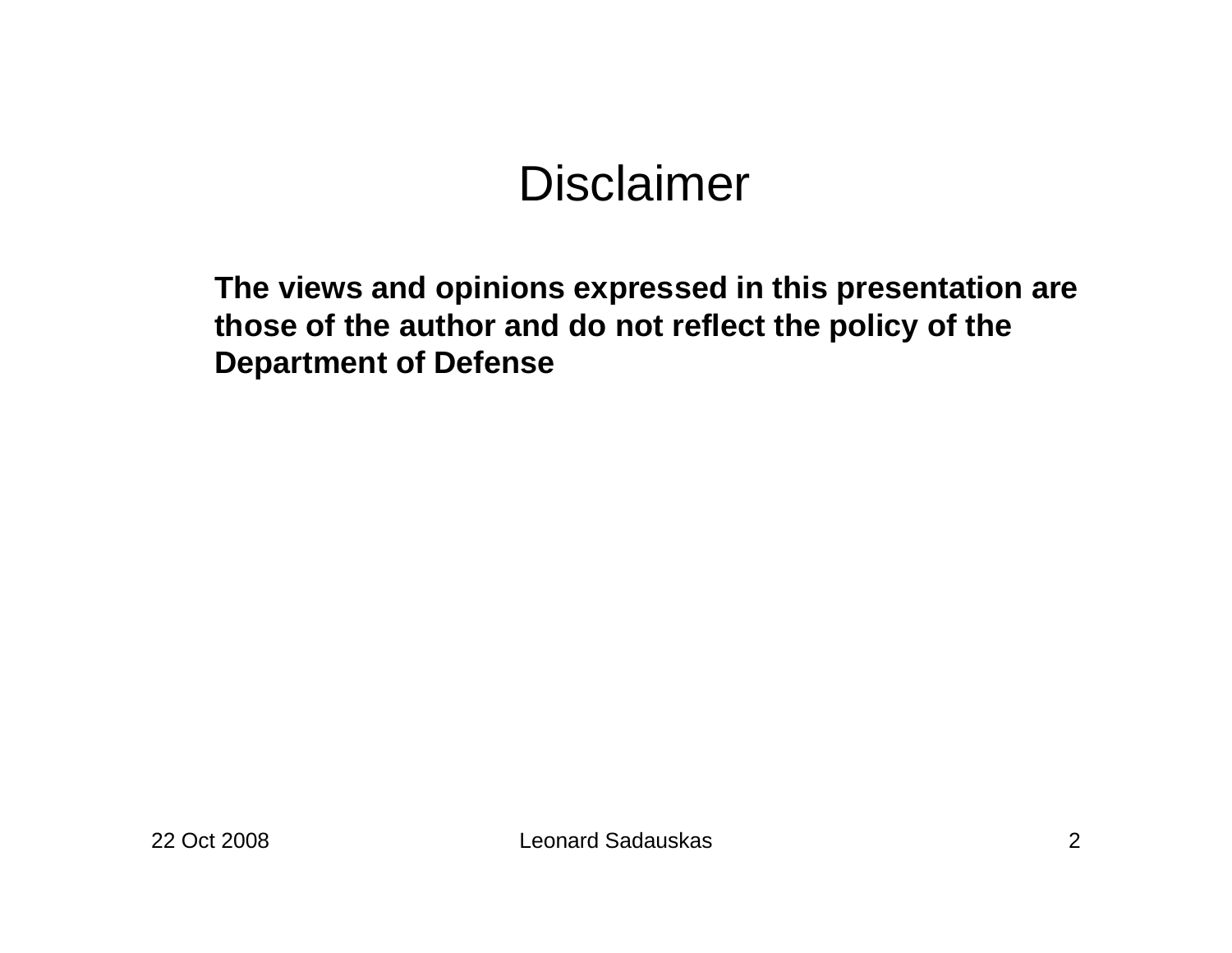# Disclaimer

**The views and opinions expressed in this presentation are those of the author and do not reflect the policy of the Department of Defense**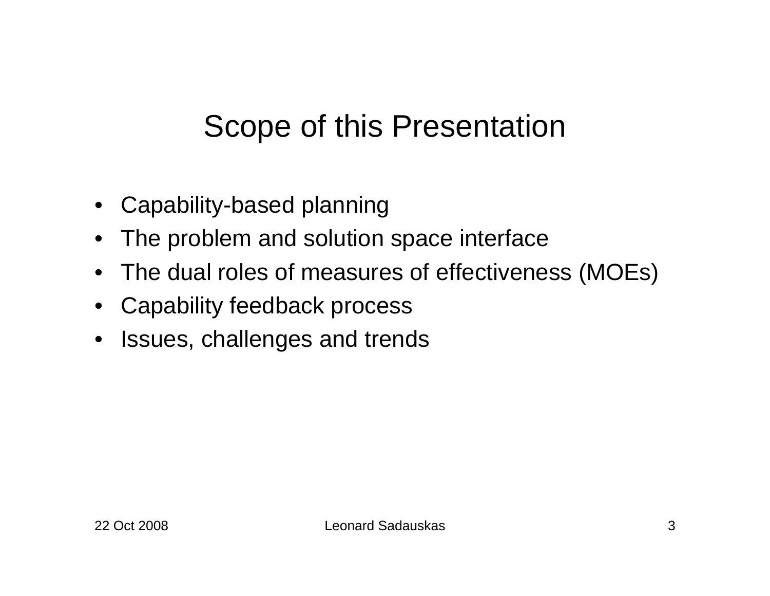# Scope of this Presentation

- Capability-based planning
- The problem and solution space interface
- The dual roles of measures of effectiveness (MOEs)
- Capability feedback process
- Issues, challenges and trends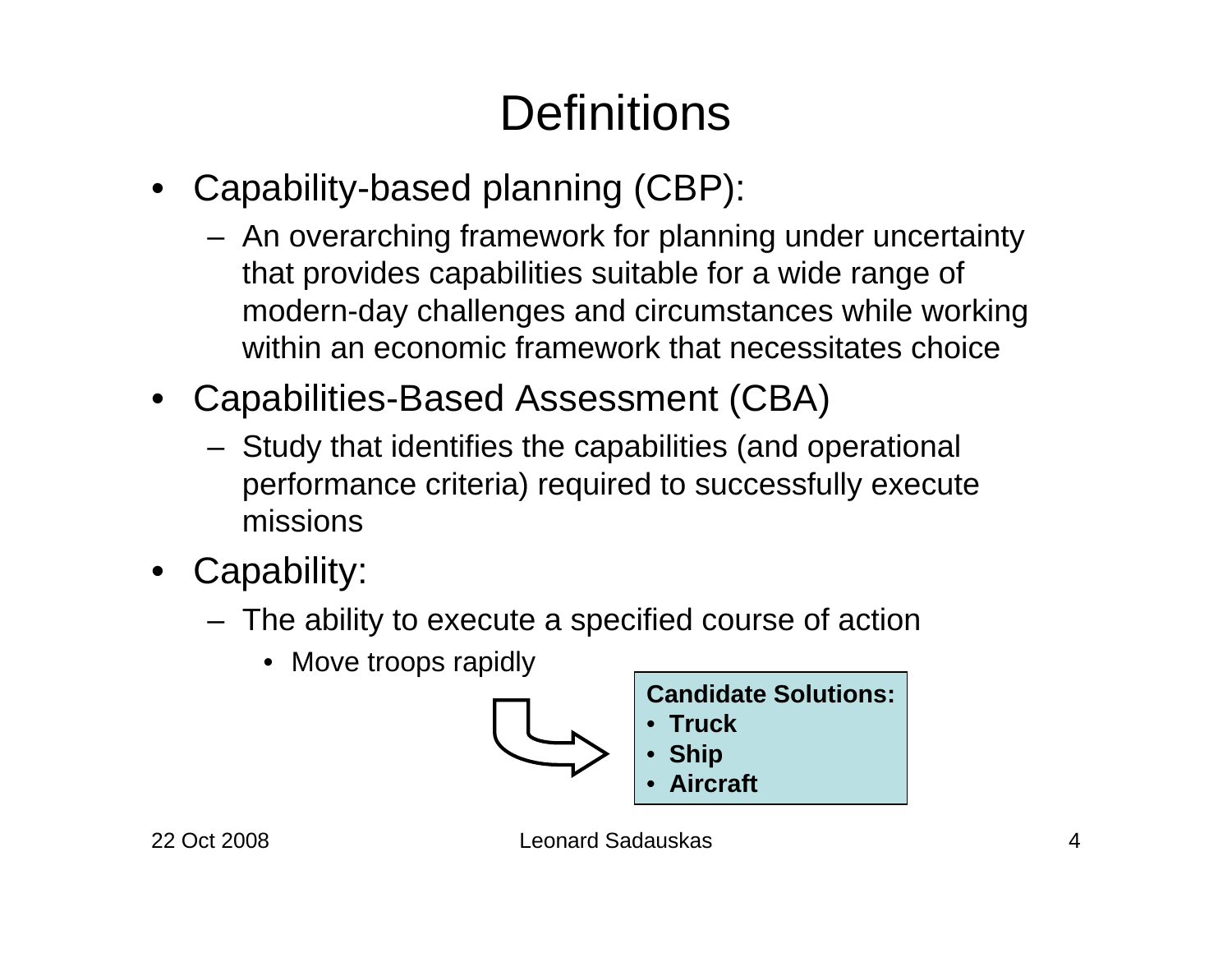# Definitions

- Capability-based planning (CBP):
  - An overarching framework for planning under uncertainty that provides capabilities suitable for a wide range of modern-day challenges and circumstances while working within an economic framework that necessitates choice
- Capabilities-Based Assessment (CBA)
  - Study that identifies the capabilities (and operational performance criteria) required to successfully execute missions
- Capability:
  - The ability to execute a specified course of action
    - Move troops rapidly

**Candidate Solutions:**
- **Truck**
- **Ship**
- **Aircraft**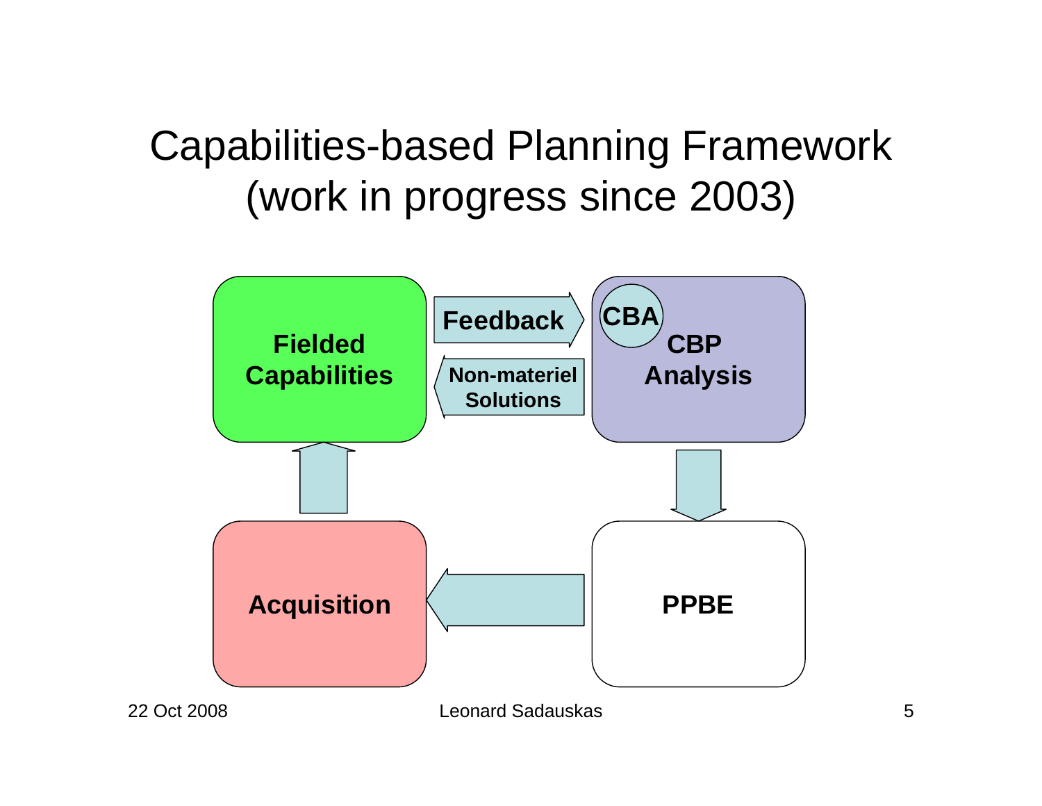# Capabilities-based Planning Framework (work in progress since 2003)

Fielded Capabilities

Feedback

Non-materiel Solutions

CBA

CBP Analysis

PPBE

Acquisition

22 Oct 2008

Leonard Sadauskas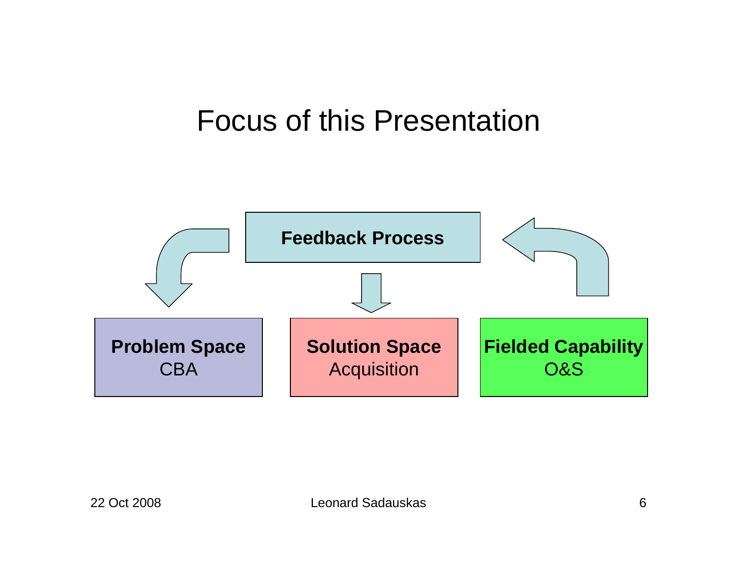# Focus of this Presentation

**Feedback Process**

**Problem Space**
CBA

**Solution Space**
Acquisition

**Fielded Capability**
O&S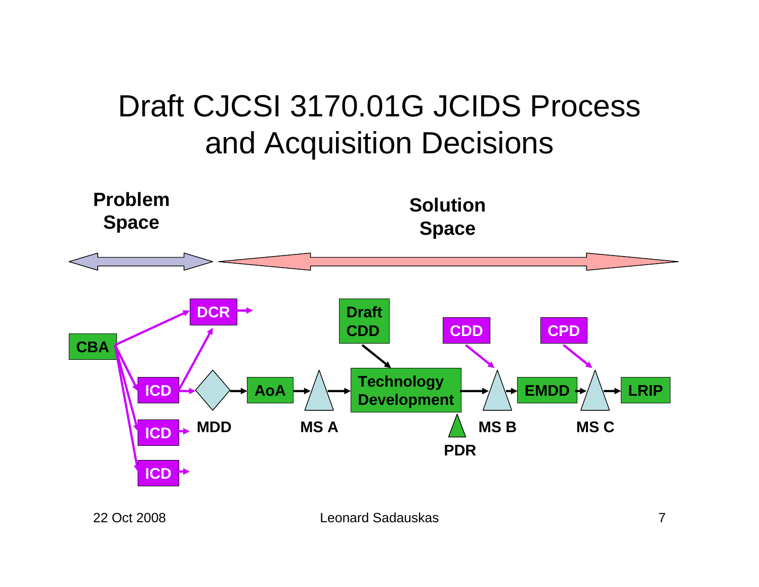# Draft CJCSI 3170.01G JCIDS Process and Acquisition Decisions

**Problem Space**

**Solution Space**

**CBA**

**DCR**

**ICD**

**ICD**

**ICD**

**MDD**

**AoA**

**MS A**

**Draft CDD**

**Technology Development**

**PDR**

**CDD**

**MS B**

**EMDD**

**CPD**

**MS C**

**LRIP**

22 Oct 2008

Leonard Sadauskas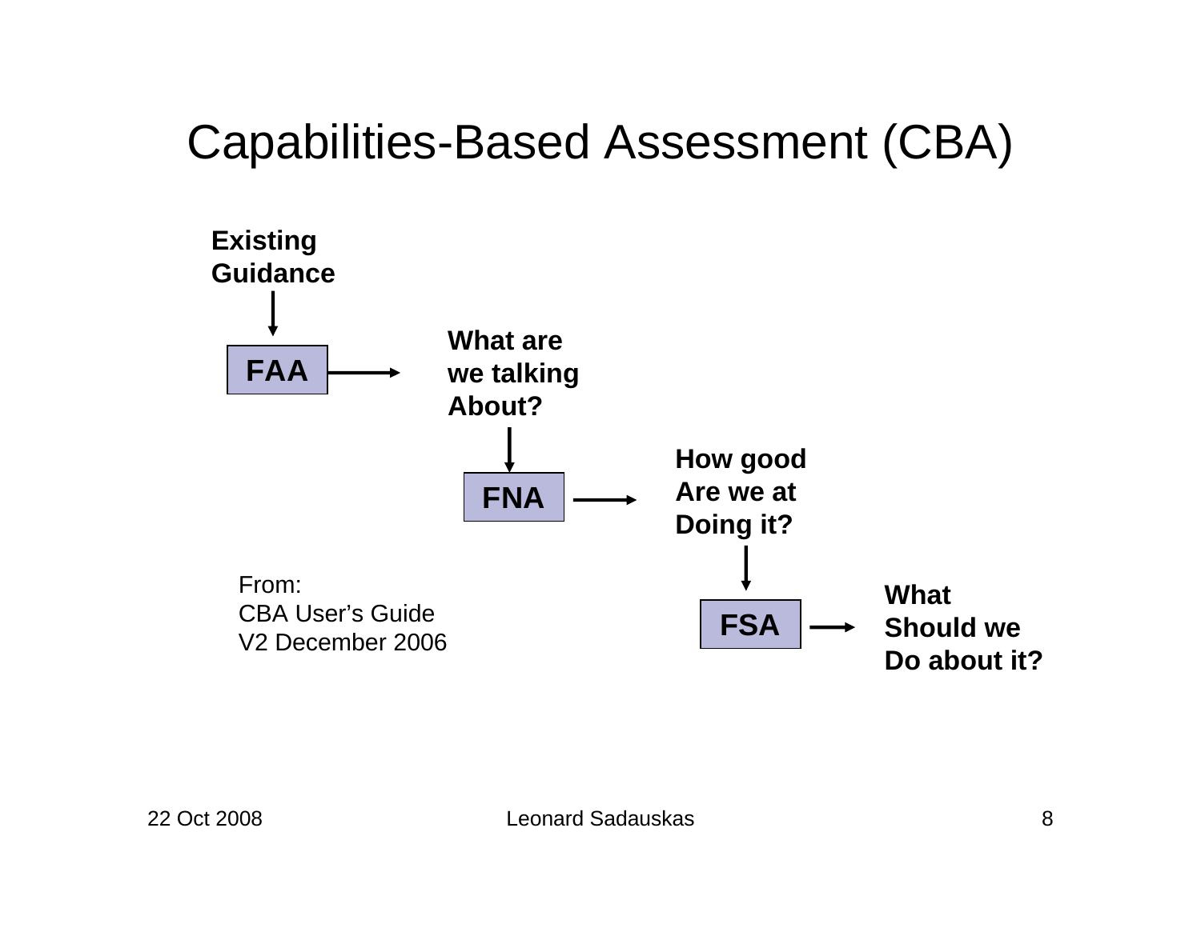# Capabilities-Based Assessment (CBA)

**Existing Guidance**

**FAA** → **What are we talking About?**

**FNA** → **How good Are we at Doing it?**

**FSA** → **What Should we Do about it?**

From:
CBA User's Guide
V2 December 2006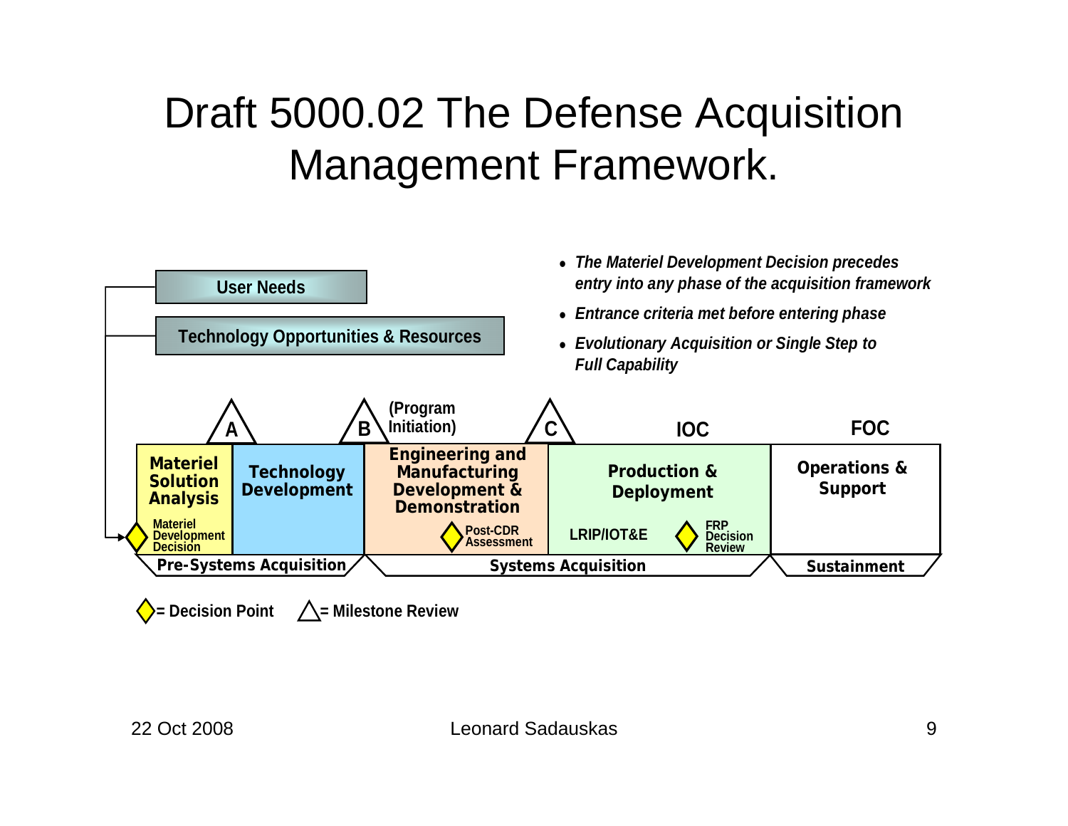# Draft 5000.02 The Defense Acquisition Management Framework.

- *The Materiel Development Decision precedes entry into any phase of the acquisition framework*
- *Entrance criteria met before entering phase*
- *Evolutionary Acquisition or Single Step to Full Capability*

User Needs

Technology Opportunities & Resources

A | B (Program Initiation) | C | IOC | FOC

| Materiel Solution Analysis | Technology Development | Engineering and Manufacturing Development & Demonstration | Production & Deployment | Operations & Support |
|---|---|---|---|---|
| Materiel Development Decision | | Post-CDR Assessment | LRIP/IOT&E; FRP Decision Review | |
| Pre-Systems Acquisition | | Systems Acquisition | | Sustainment |

◇ = Decision Point  △ = Milestone Review

22 Oct 2008 Leonard Sadauskas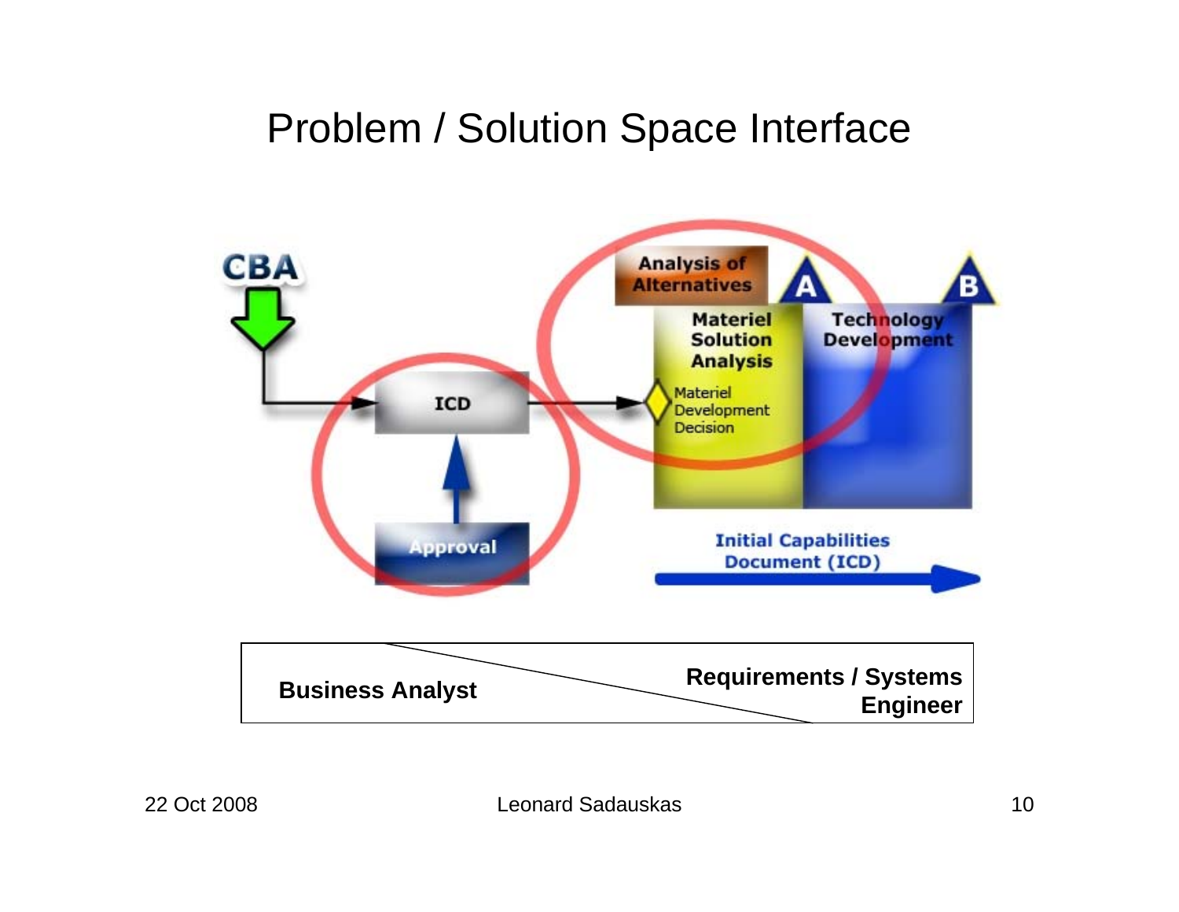# Problem / Solution Space Interface

CBA

ICD

Approval

Analysis of Alternatives

A

B

Materiel Solution Analysis

Materiel Development Decision

Technology Development

Initial Capabilities Document (ICD)

| Business Analyst | Requirements / Systems Engineer |
|---|---|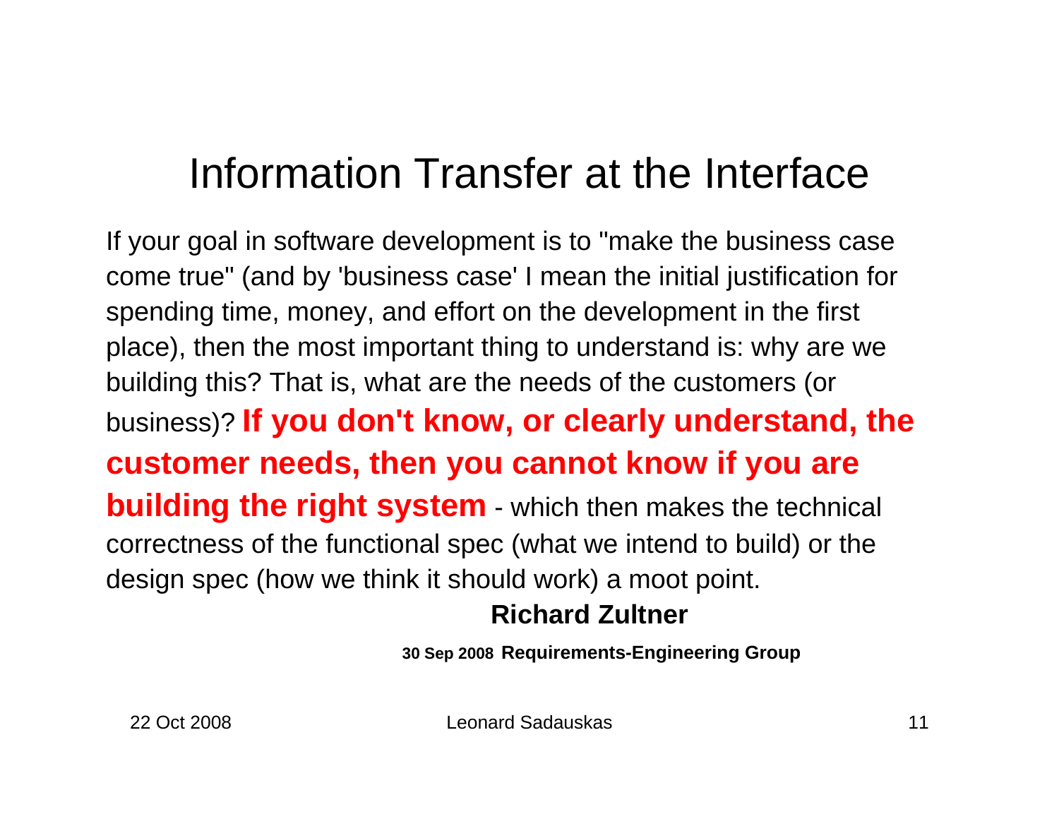# Information Transfer at the Interface

If your goal in software development is to "make the business case come true" (and by 'business case' I mean the initial justification for spending time, money, and effort on the development in the first place), then the most important thing to understand is: why are we building this? That is, what are the needs of the customers (or business)? **If you don't know, or clearly understand, the customer needs, then you cannot know if you are building the right system** - which then makes the technical correctness of the functional spec (what we intend to build) or the design spec (how we think it should work) a moot point.

**Richard Zultner**

**30 Sep 2008 Requirements-Engineering Group**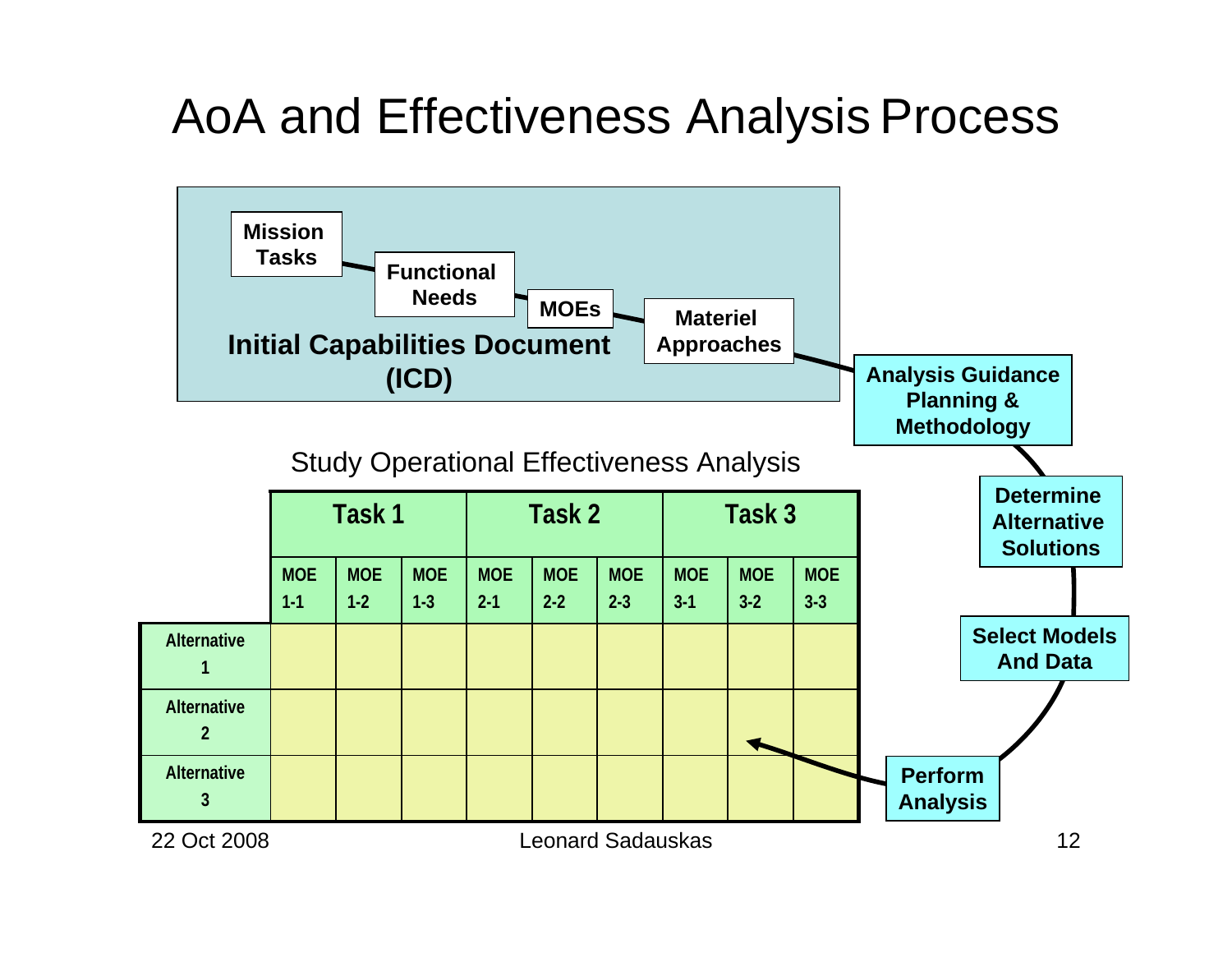# AoA and Effectiveness Analysis Process

**Initial Capabilities Document (ICD)**

**Mission Tasks** → **Functional Needs** → **MOEs** → **Materiel Approaches**

→ **Analysis Guidance Planning & Methodology** → **Determine Alternative Solutions** → **Select Models And Data** → **Perform Analysis**

Study Operational Effectiveness Analysis

| | Task 1 | | | Task 2 | | | Task 3 | | |
|---|---|---|---|---|---|---|---|---|---|
| | MOE 1-1 | MOE 1-2 | MOE 1-3 | MOE 2-1 | MOE 2-2 | MOE 2-3 | MOE 3-1 | MOE 3-2 | MOE 3-3 |
| Alternative 1 | | | | | | | | | |
| Alternative 2 | | | | | | | | | |
| Alternative 3 | | | | | | | | | |

22 Oct 2008 Leonard Sadauskas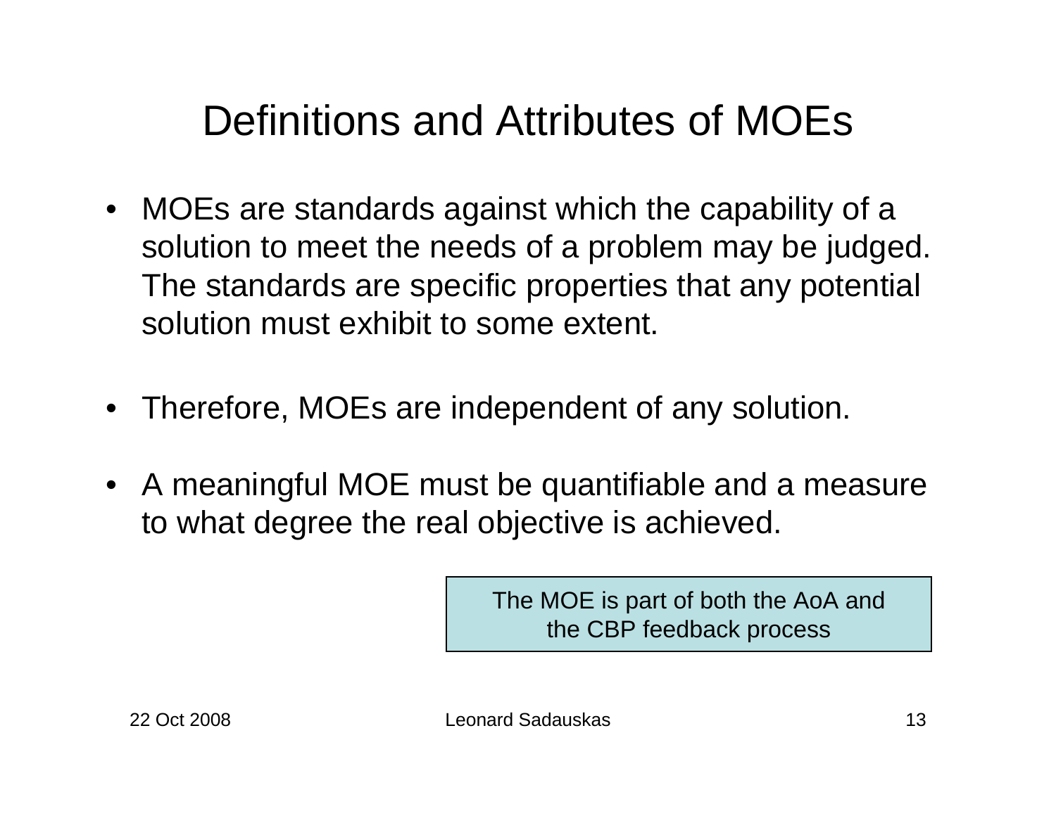# Definitions and Attributes of MOEs

- MOEs are standards against which the capability of a solution to meet the needs of a problem may be judged. The standards are specific properties that any potential solution must exhibit to some extent.

- Therefore, MOEs are independent of any solution.

- A meaningful MOE must be quantifiable and a measure to what degree the real objective is achieved.

The MOE is part of both the AoA and the CBP feedback process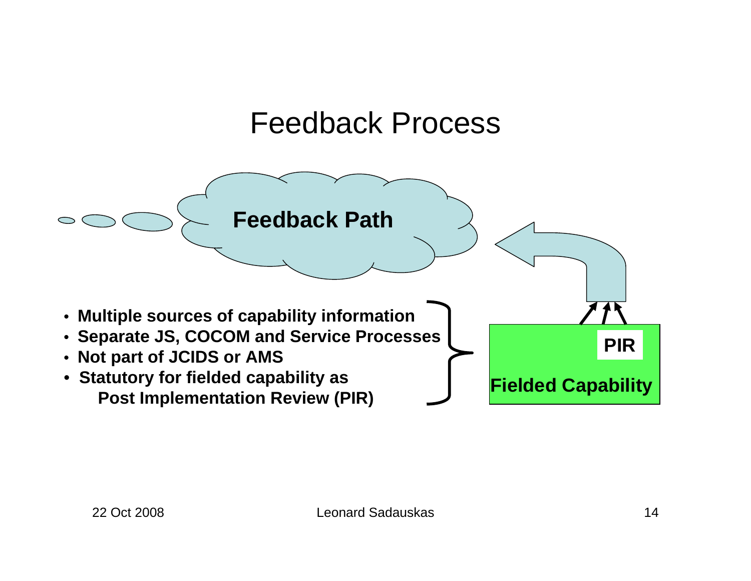# Feedback Process

**Feedback Path**

- **Multiple sources of capability information**
- **Separate JS, COCOM and Service Processes**
- **Not part of JCIDS or AMS**
- **Statutory for fielded capability as Post Implementation Review (PIR)**

**PIR**

**Fielded Capability**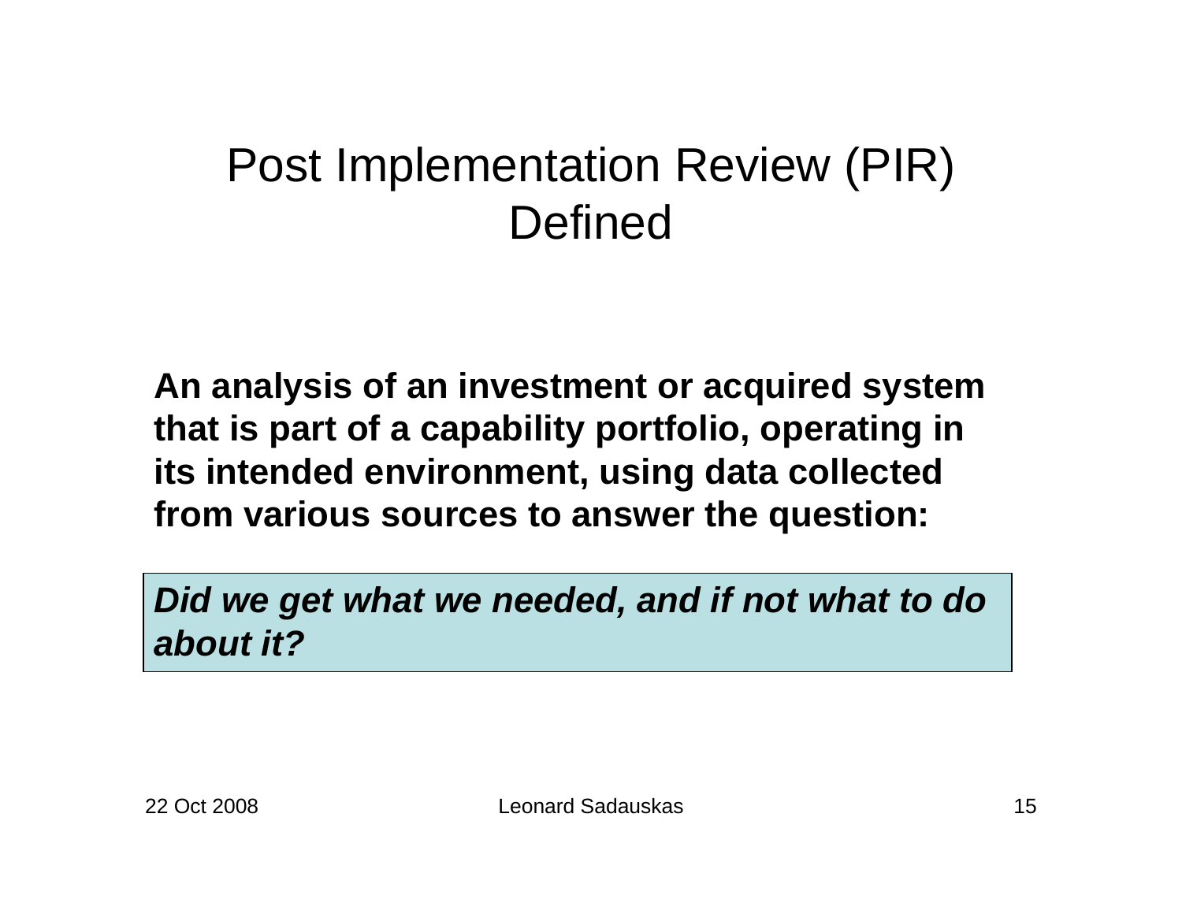# Post Implementation Review (PIR) Defined

**An analysis of an investment or acquired system that is part of a capability portfolio, operating in its intended environment, using data collected from various sources to answer the question:**

***Did we get what we needed, and if not what to do about it?***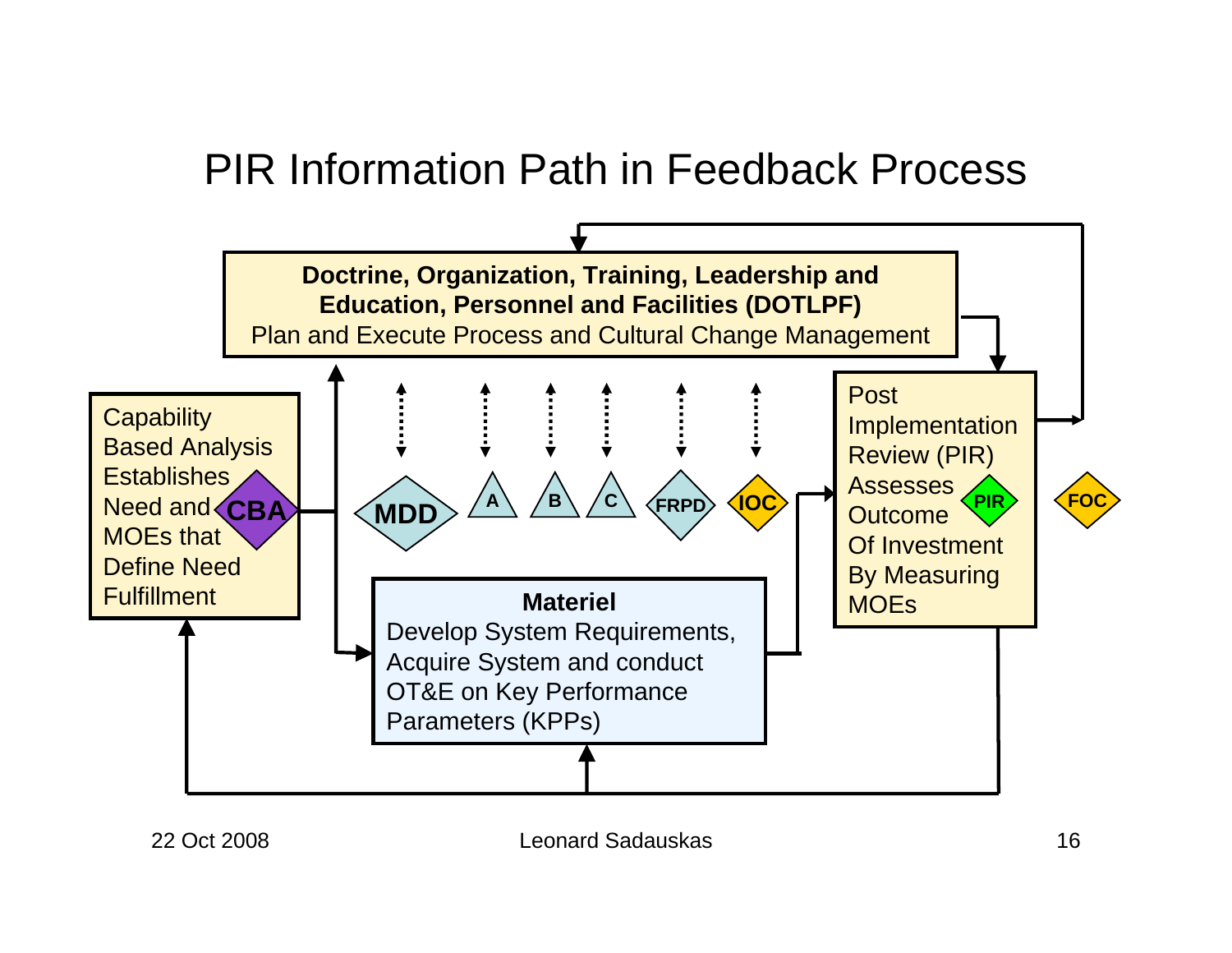# PIR Information Path in Feedback Process

**Doctrine, Organization, Training, Leadership and Education, Personnel and Facilities (DOTLPF)**
Plan and Execute Process and Cultural Change Management

Capability Based Analysis Establishes Need and MOEs that Define Need Fulfillment

CBA

MDD

A

B

C

FRPD

IOC

Post Implementation Review (PIR) Assesses Outcome Of Investment By Measuring MOEs

PIR

FOC

**Materiel**
Develop System Requirements, Acquire System and conduct OT&E on Key Performance Parameters (KPPs)

22 Oct 2008

Leonard Sadauskas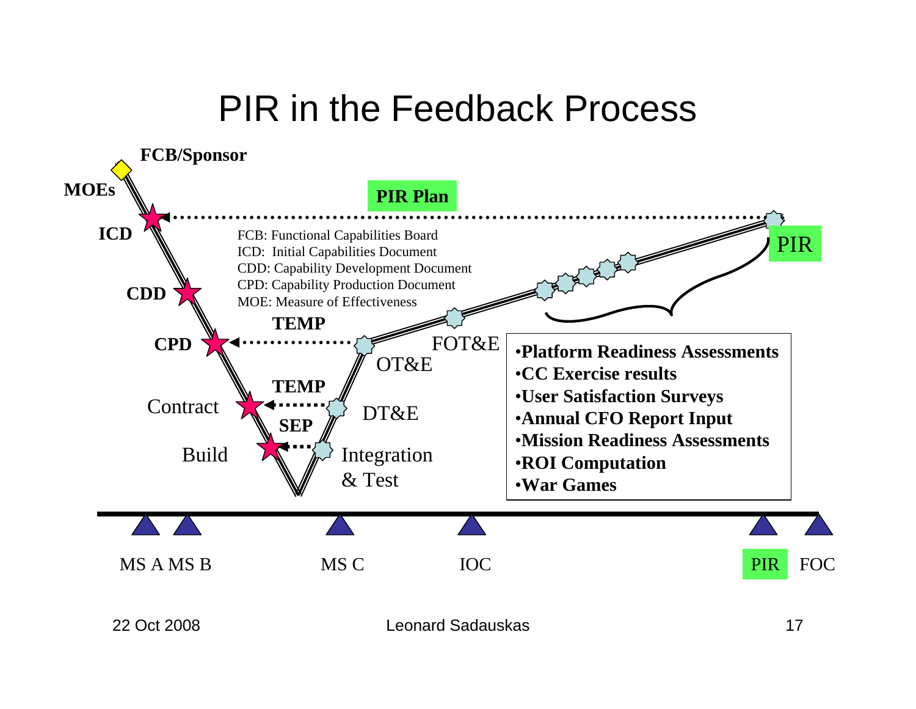# PIR in the Feedback Process

FCB/Sponsor

MOEs

ICD

CDD

CPD

Contract

Build

PIR Plan

FCB: Functional Capabilities Board
ICD: Initial Capabilities Document
CDD: Capability Development Document
CPD: Capability Production Document
MOE: Measure of Effectiveness

TEMP

TEMP

SEP

OT&E

DT&E

Integration & Test

FOT&E

PIR

- **Platform Readiness Assessments**
- **CC Exercise results**
- **User Satisfaction Surveys**
- **Annual CFO Report Input**
- **Mission Readiness Assessments**
- **ROI Computation**
- **War Games**

MS A MS B MS C IOC PIR FOC

22 Oct 2008

Leonard Sadauskas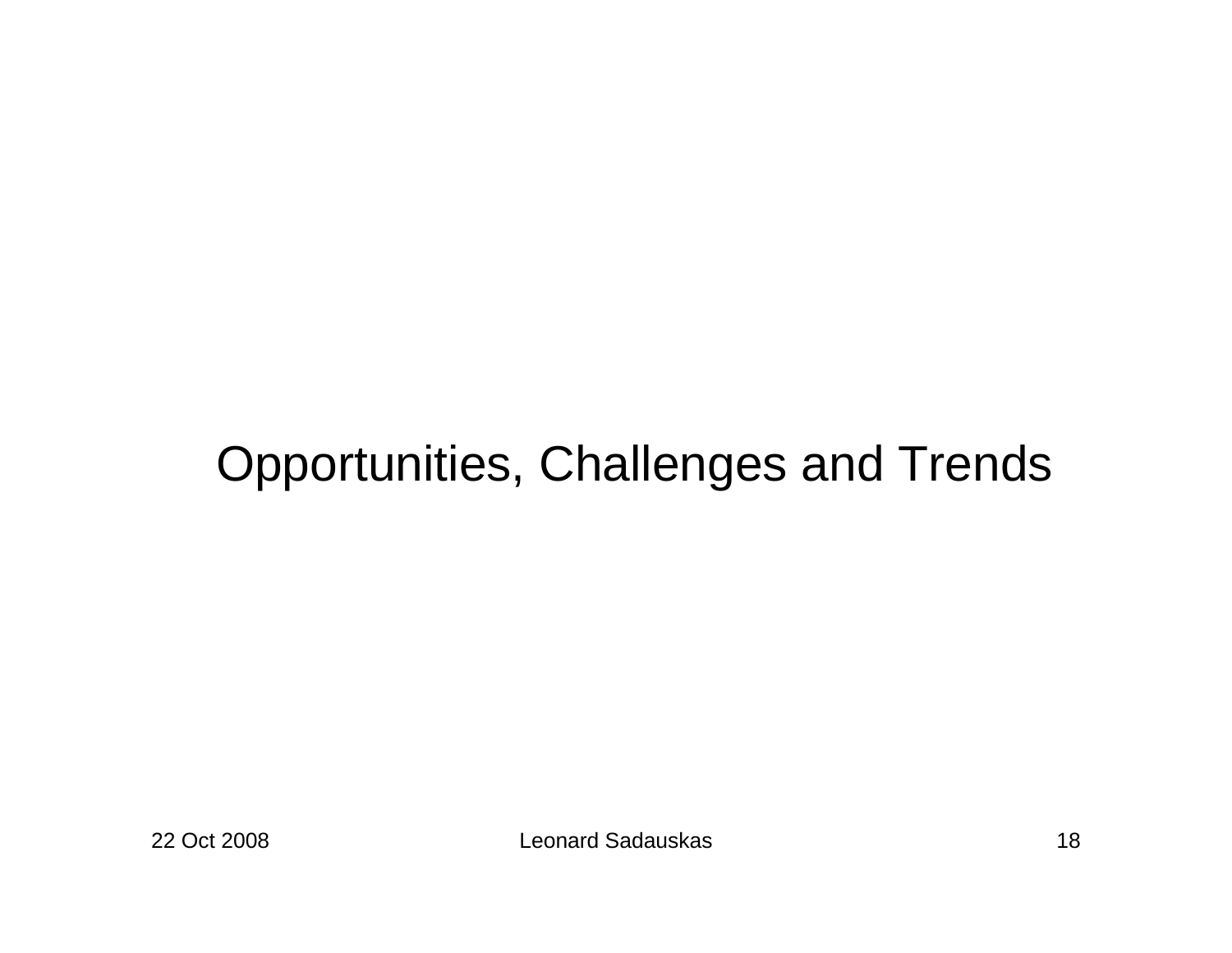# Opportunities, Challenges and Trends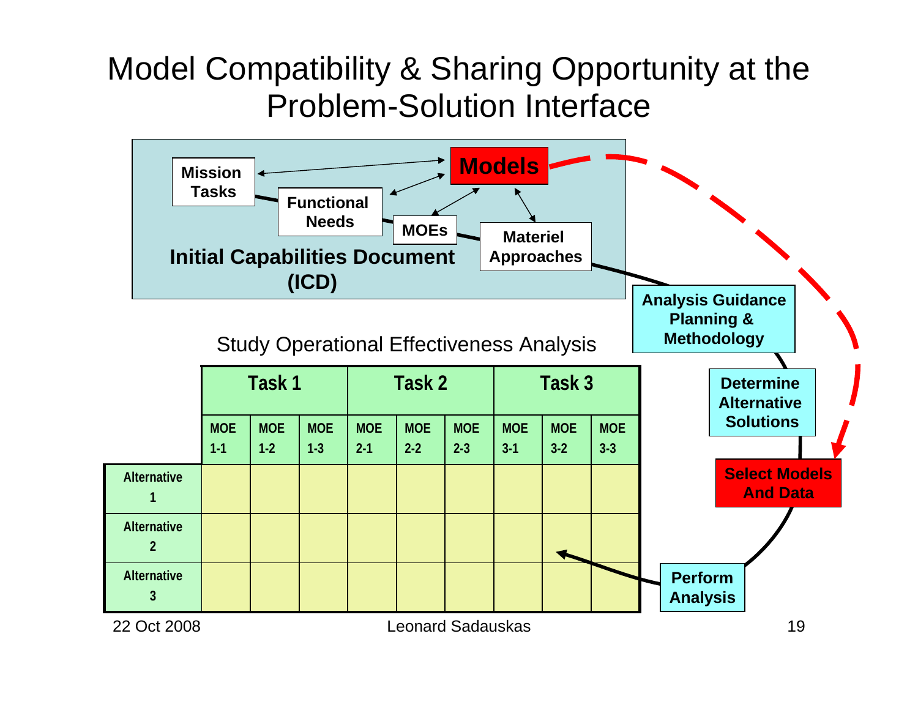# Model Compatibility & Sharing Opportunity at the Problem-Solution Interface

**Initial Capabilities Document (ICD)**

- **Mission Tasks**
- **Functional Needs**
- **MOEs**
- **Materiel Approaches**
- **Models**

**Analysis Guidance Planning & Methodology**

**Determine Alternative Solutions**

**Select Models And Data**

**Perform Analysis**

Study Operational Effectiveness Analysis

| | Task 1 | | | Task 2 | | | Task 3 | | |
|---|---|---|---|---|---|---|---|---|---|
| | MOE 1-1 | MOE 1-2 | MOE 1-3 | MOE 2-1 | MOE 2-2 | MOE 2-3 | MOE 3-1 | MOE 3-2 | MOE 3-3 |
| Alternative 1 | | | | | | | | | |
| Alternative 2 | | | | | | | | | |
| Alternative 3 | | | | | | | | | |

22 Oct 2008 Leonard Sadauskas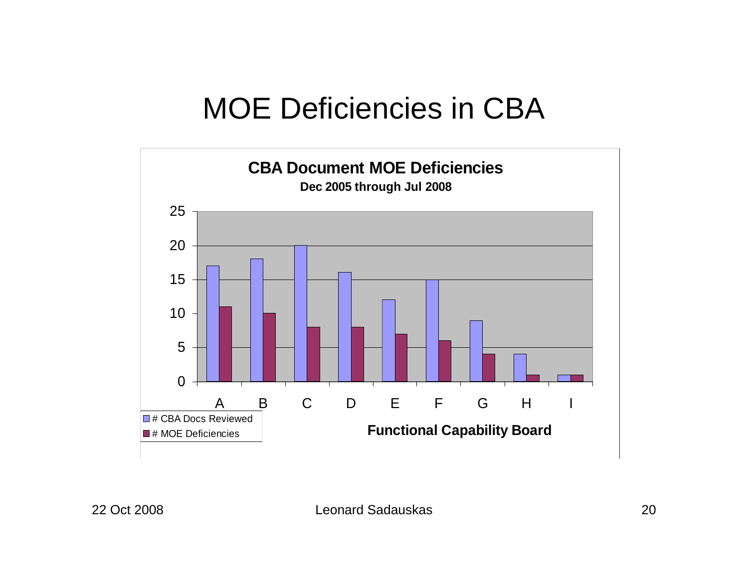# MOE Deficiencies in CBA

**CBA Document MOE Deficiencies**

**Dec 2005 through Jul 2008**

| Functional Capability Board | # CBA Docs Reviewed | # MOE Deficiencies |
|---|---|---|
| A | 17 | 11 |
| B | 18 | 10 |
| C | 20 | 8 |
| D | 16 | 8 |
| E | 12 | 7 |
| F | 15 | 6 |
| G | 9 | 4 |
| H | 4 | 1 |
| I | 1 | 1 |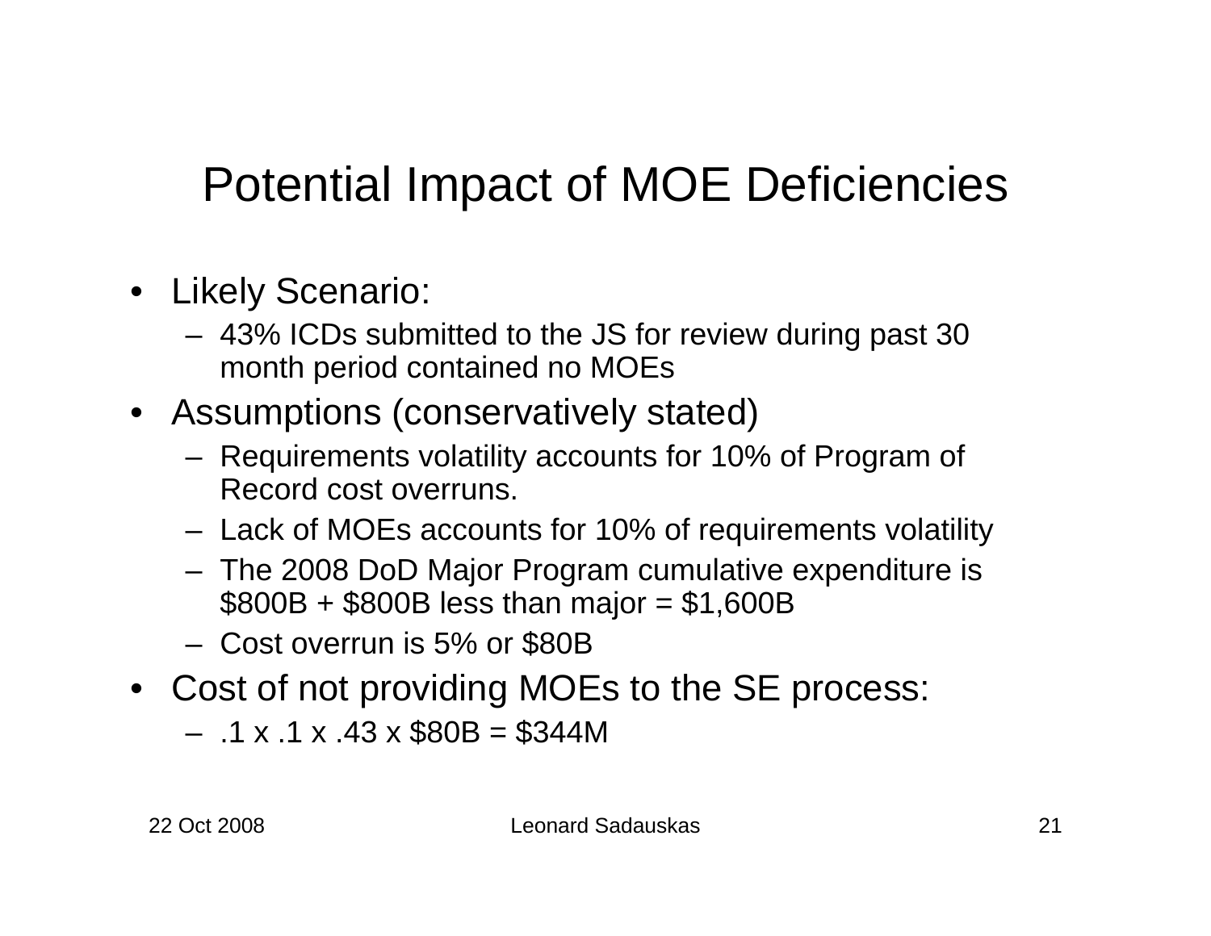# Potential Impact of MOE Deficiencies

- Likely Scenario:
  - 43% ICDs submitted to the JS for review during past 30 month period contained no MOEs
- Assumptions (conservatively stated)
  - Requirements volatility accounts for 10% of Program of Record cost overruns.
  - Lack of MOEs accounts for 10% of requirements volatility
  - The 2008 DoD Major Program cumulative expenditure is $800B + $800B less than major = $1,600B
  - Cost overrun is 5% or $80B
- Cost of not providing MOEs to the SE process:
  - .1 x .1 x .43 x $80B = $344M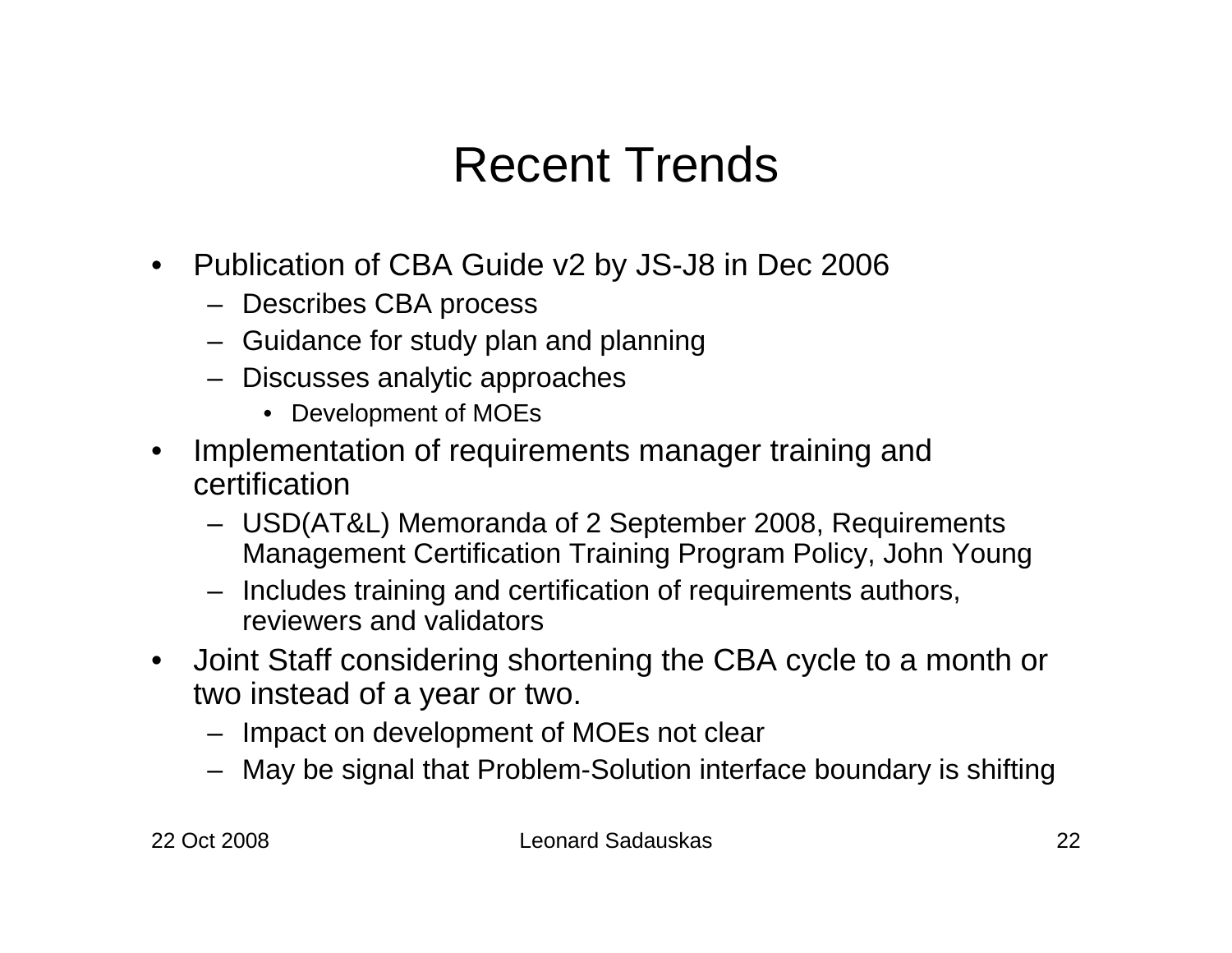# Recent Trends

- Publication of CBA Guide v2 by JS-J8 in Dec 2006
  - Describes CBA process
  - Guidance for study plan and planning
  - Discusses analytic approaches
    - Development of MOEs
- Implementation of requirements manager training and certification
  - USD(AT&L) Memoranda of 2 September 2008, Requirements Management Certification Training Program Policy, John Young
  - Includes training and certification of requirements authors, reviewers and validators
- Joint Staff considering shortening the CBA cycle to a month or two instead of a year or two.
  - Impact on development of MOEs not clear
  - May be signal that Problem-Solution interface boundary is shifting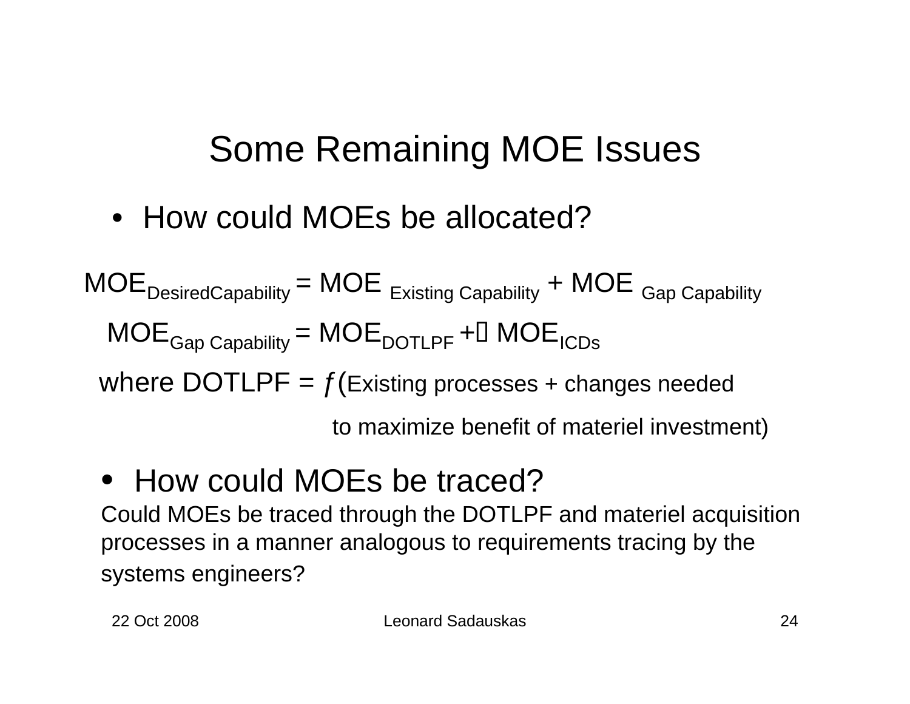# Some Remaining MOE Issues

- How could MOEs be allocated?

$$MOE_{DesiredCapability} = MOE_{Existing\ Capability} + MOE_{Gap\ Capability}$$

$$MOE_{Gap\ Capability} = MOE_{DOTLPF} + MOE_{ICDs}$$

where DOTLPF = ƒ(Existing processes + changes needed to maximize benefit of materiel investment)

- How could MOEs be traced?

Could MOEs be traced through the DOTLPF and materiel acquisition processes in a manner analogous to requirements tracing by the systems engineers?

22 Oct 2008 Leonard Sadauskas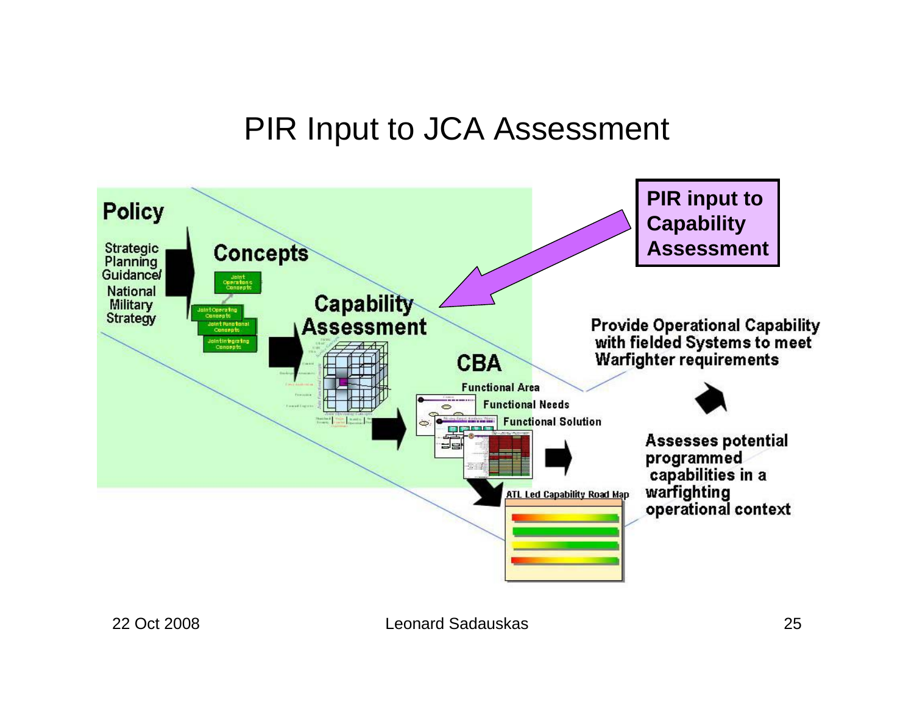# PIR Input to JCA Assessment

**PIR input to Capability Assessment**

Policy

Strategic Planning Guidance/ National Military Strategy

Concepts

Joint Operations Concepts

Joint Operating Concepts

Joint Functional Concepts

Joint Integrating Concepts

Capability Assessment

CBA

Functional Area

Functional Needs

Functional Solution

ATL Led Capability Road Map

Provide Operational Capability with fielded Systems to meet Warfighter requirements

Assesses potential programmed capabilities in a warfighting operational context

22 Oct 2008 Leonard Sadauskas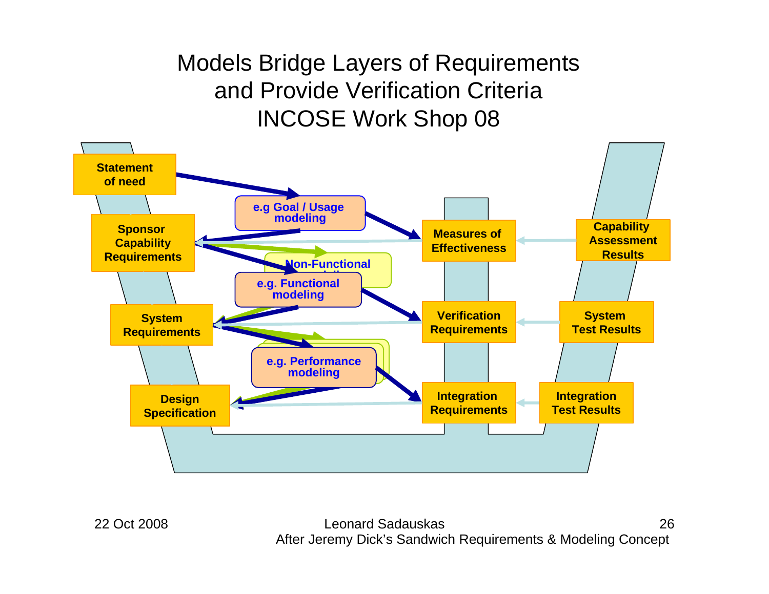# Models Bridge Layers of Requirements and Provide Verification Criteria INCOSE Work Shop 08

Statement of need

e.g Goal / Usage modeling

Sponsor Capability Requirements

Measures of Effectiveness

Capability Assessment Results

Non-Functional modeling

e.g. Functional modeling

System Requirements

Verification Requirements

System Test Results

e.g. Performance modeling

Design Specification

Integration Requirements

Integration Test Results

22 Oct 2008

Leonard Sadauskas
After Jeremy Dick's Sandwich Requirements & Modeling Concept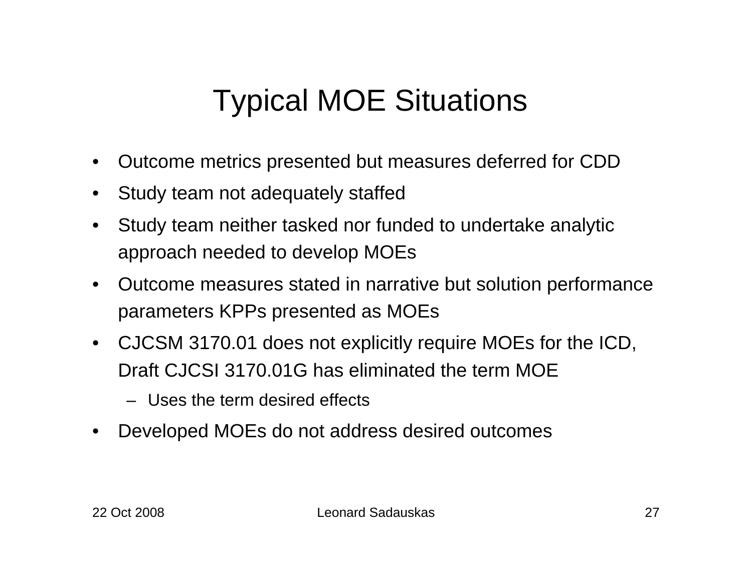# Typical MOE Situations

- Outcome metrics presented but measures deferred for CDD
- Study team not adequately staffed
- Study team neither tasked nor funded to undertake analytic approach needed to develop MOEs
- Outcome measures stated in narrative but solution performance parameters KPPs presented as MOEs
- CJCSM 3170.01 does not explicitly require MOEs for the ICD, Draft CJCSI 3170.01G has eliminated the term MOE
  - Uses the term desired effects
- Developed MOEs do not address desired outcomes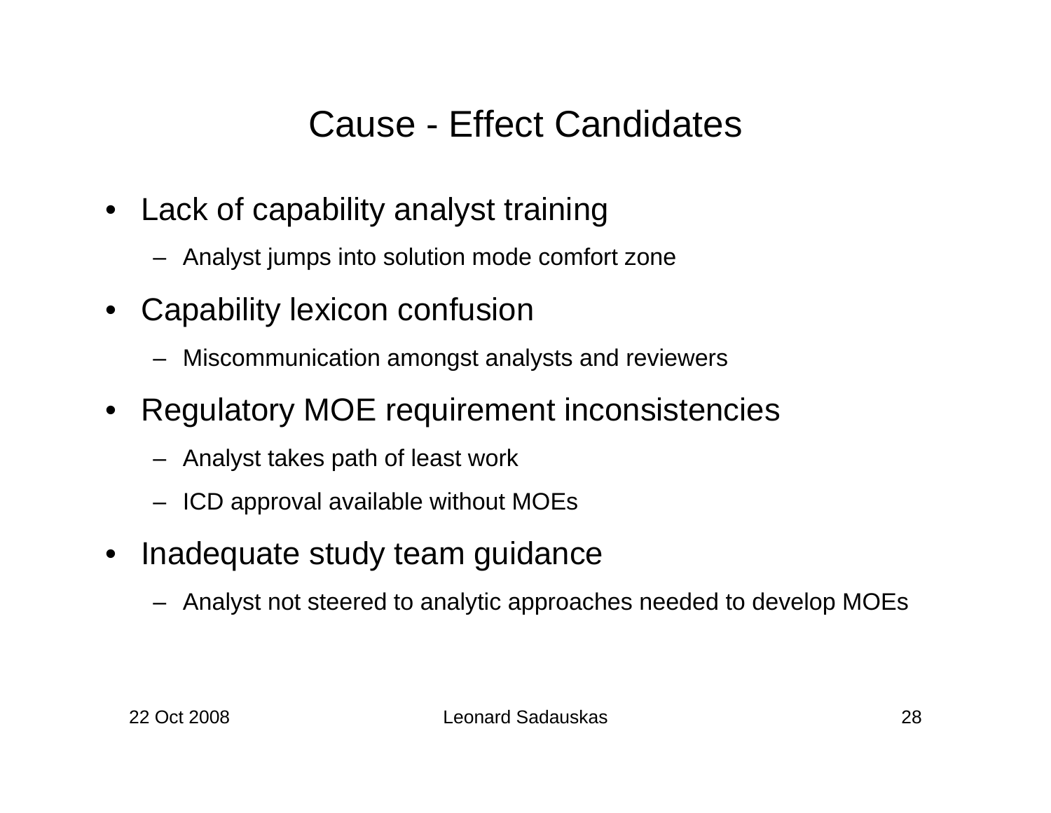# Cause - Effect Candidates

- Lack of capability analyst training
  - Analyst jumps into solution mode comfort zone
- Capability lexicon confusion
  - Miscommunication amongst analysts and reviewers
- Regulatory MOE requirement inconsistencies
  - Analyst takes path of least work
  - ICD approval available without MOEs
- Inadequate study team guidance
  - Analyst not steered to analytic approaches needed to develop MOEs